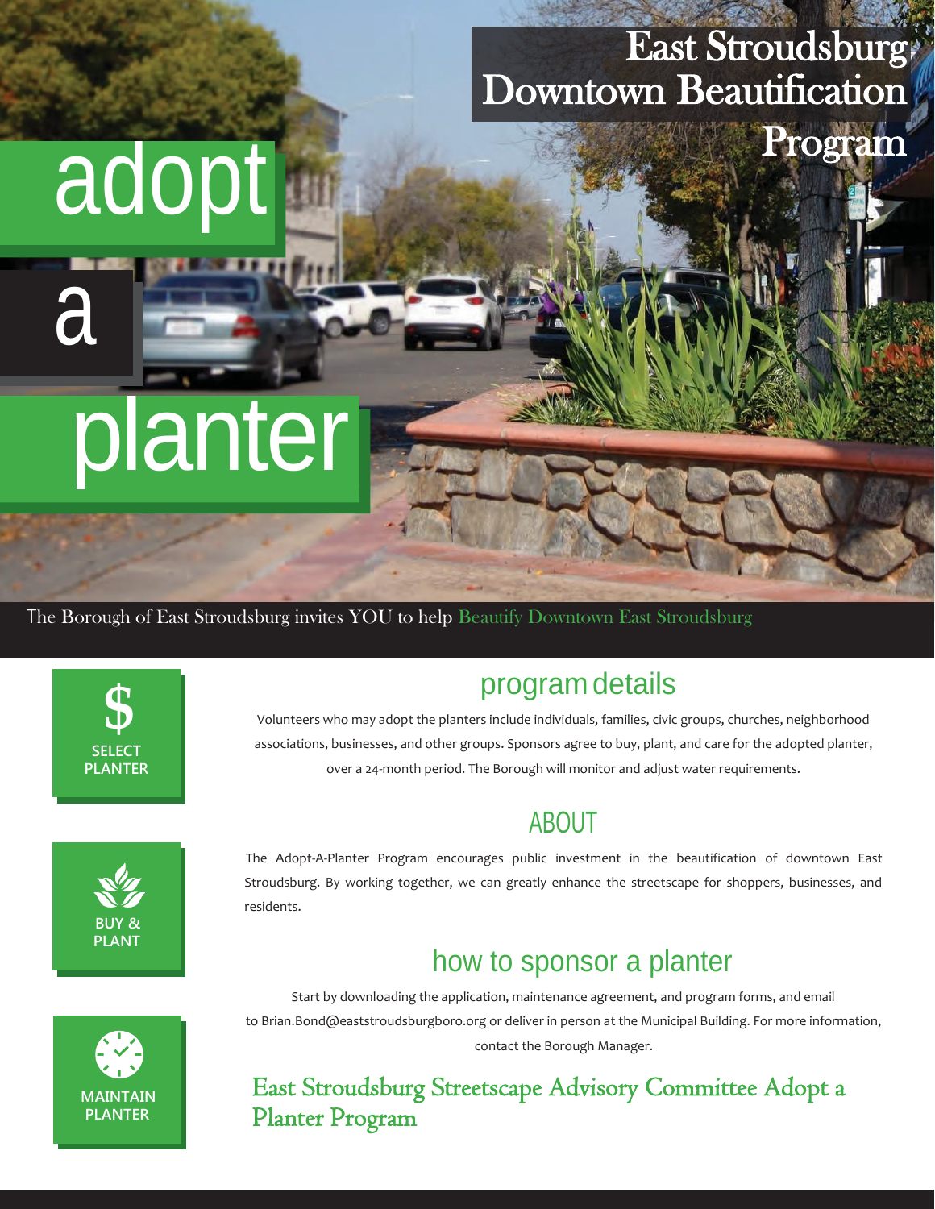# East Stroudsburg Downtown Beautification Program

# adopt a planter

The Borough of East Stroudsburg invites YOU to help Beautify Downtown East Stroudsburg

**SELECT PLANTER**

**BUY & PLANT**

**MAINTAIN PLANTER**

## program details

Volunteers who may adopt the planters include individuals, families, civic groups, churches, neighborhood associations, businesses, and other groups. Sponsors agree to buy, plant, and care for the adopted planter, over a 24-month period. The Borough will monitor and adjust water requirements.

## ABOUT

The Adopt-A-Planter Program encourages public investment in the beautification of downtown East Stroudsburg. By working together, we can greatly enhance the streetscape for shoppers, businesses, and residents.

## how to sponsor a planter

Start by downloading the application, maintenance agreement, and program forms, and email to Brian.Bond@eaststroudsburgboro.org or deliver in person at the Municipal Building. For more information, contact the Borough Manager.

## East Stroudsburg Streetscape Advisory Committee Adopt a Planter Program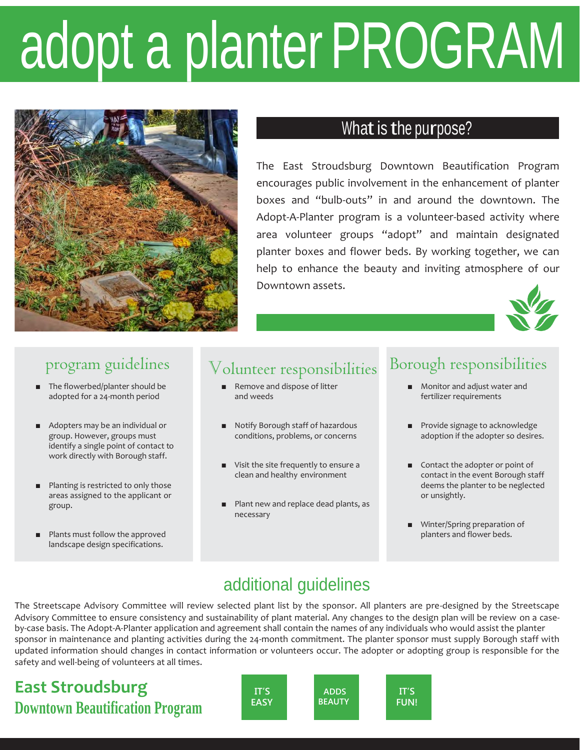# adopt a planter PROGRAM

## What is the purpose?

The East Stroudsburg Downtown Beautification Program encourages public involvement in the enhancement of planter boxes and "bulb-outs" in and around the downtown. The Adopt-A-Planter program is a volunteer-based activity where area volunteer groups "adopt" and maintain designated planter boxes and flower beds. By working together, we can help to enhance the beauty and inviting atmosphere of our Downtown assets.

## program guidelines

- The flowerbed/planter should be adopted for a 24-month period
- Adopters may be an individual or group. However, groups must identify a single point of contact to work directly with Borough staff.
- Planting is restricted to only those areas assigned to the applicant or group.
- Plants must follow the approved landscape design specifications.

## Volunteer responsibilities

- Remove and dispose of litter and weeds
- Notify Borough staff of hazardous conditions, problems, or concerns
- Visit the site frequently to ensure a clean and healthy environment
- Plant new and replace dead plants, as necessary

## Borough responsibilities

- Monitor and adjust water and fertilizer requirements
- Provide signage to acknowledge adoption if the adopter so desires.
- Contact the adopter or point of contact in the event Borough staff deems the planter to be neglected or unsightly.
- Winter/Spring preparation of planters and flower beds.

## additional guidelines

The Streetscape Advisory Committee will review selected plant list by the sponsor. All planters are pre-designed by the Streetscape Advisory Committee to ensure consistency and sustainability of plant material. Any changes to the design plan will be review on a case-by-case basis. The Adopt-A-Planter application and agreement shall contain the names of any individuals who would assist the planter sponsor in maintenance and planting activities during the 24-month commitment. The planter sponsor must supply Borough staff with updated information should changes in contact information or volunteers occur. The adopter or adopting group is responsible for the safety and well-being of volunteers at all times.

**East Stroudsburg**
**Downtown Beautification Program**

IT'S EASY | ADDS BEAUTY | IT'S FUN!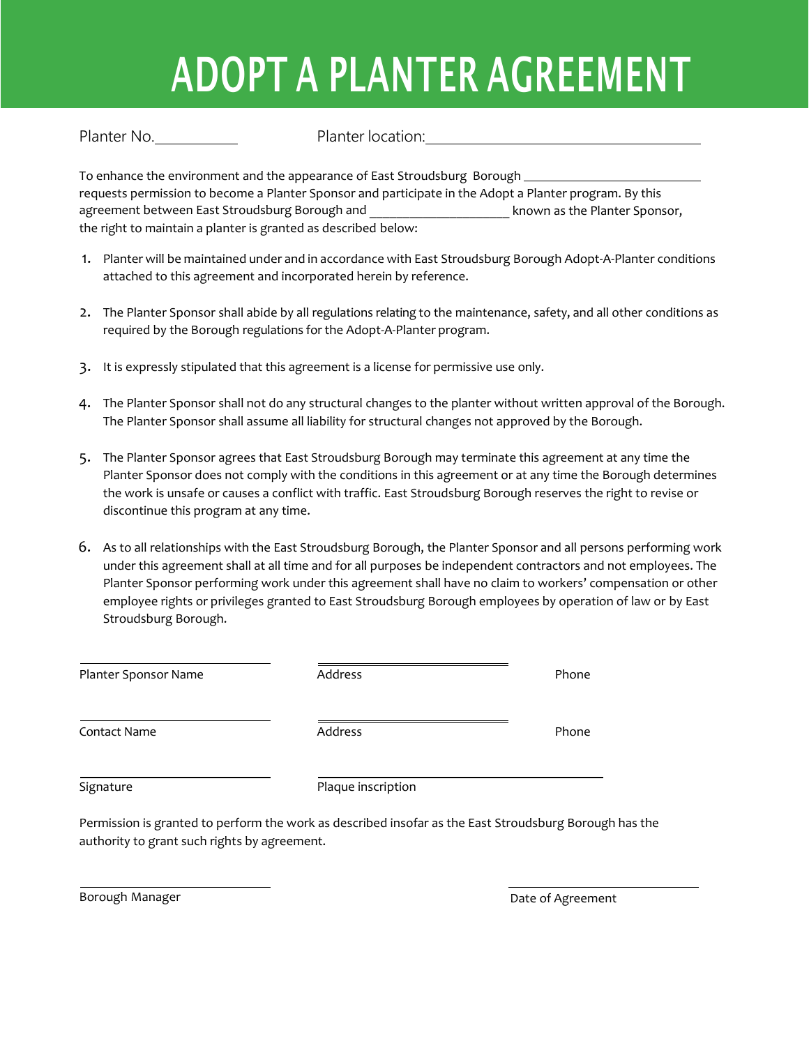# ADOPT A PLANTER AGREEMENT

Planter No.____________ Planter location:________________________________________

To enhance the environment and the appearance of East Stroudsburg Borough __________________________ requests permission to become a Planter Sponsor and participate in the Adopt a Planter program. By this agreement between East Stroudsburg Borough and _____________________ known as the Planter Sponsor, the right to maintain a planter is granted as described below:

1. Planter will be maintained under and in accordance with East Stroudsburg Borough Adopt-A-Planter conditions attached to this agreement and incorporated herein by reference.

2. The Planter Sponsor shall abide by all regulations relating to the maintenance, safety, and all other conditions as required by the Borough regulations for the Adopt-A-Planter program.

3. It is expressly stipulated that this agreement is a license for permissive use only.

4. The Planter Sponsor shall not do any structural changes to the planter without written approval of the Borough. The Planter Sponsor shall assume all liability for structural changes not approved by the Borough.

5. The Planter Sponsor agrees that East Stroudsburg Borough may terminate this agreement at any time the Planter Sponsor does not comply with the conditions in this agreement or at any time the Borough determines the work is unsafe or causes a conflict with traffic. East Stroudsburg Borough reserves the right to revise or discontinue this program at any time.

6. As to all relationships with the East Stroudsburg Borough, the Planter Sponsor and all persons performing work under this agreement shall at all time and for all purposes be independent contractors and not employees. The Planter Sponsor performing work under this agreement shall have no claim to workers' compensation or other employee rights or privileges granted to East Stroudsburg Borough employees by operation of law or by East Stroudsburg Borough.

| | | |
|---|---|---|
| ____________________ | ____________________ | |
| Planter Sponsor Name | Address | Phone |
| ____________________ | ____________________ | |
| Contact Name | Address | Phone |
| ____________________ | ______________________________ | |
| Signature | Plaque inscription | |

Permission is granted to perform the work as described insofar as the East Stroudsburg Borough has the authority to grant such rights by agreement.

____________________ ____________________

Borough Manager Date of Agreement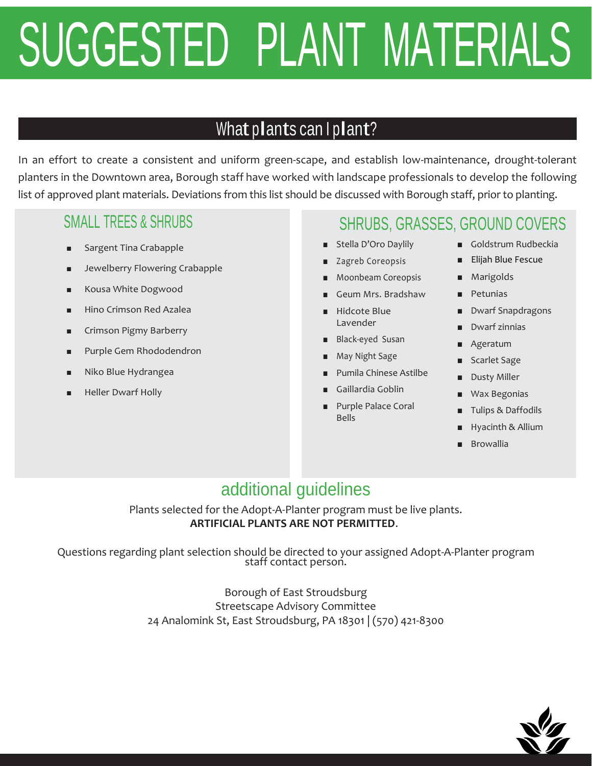# SUGGESTED PLANT MATERIALS

## What plants can I plant?

In an effort to create a consistent and uniform green-scape, and establish low-maintenance, drought-tolerant planters in the Downtown area, Borough staff have worked with landscape professionals to develop the following list of approved plant materials. Deviations from this list should be discussed with Borough staff, prior to planting.

### SMALL TREES & SHRUBS

- Sargent Tina Crabapple
- Jewelberry Flowering Crabapple
- Kousa White Dogwood
- Hino Crimson Red Azalea
- Crimson Pigmy Barberry
- Purple Gem Rhododendron
- Niko Blue Hydrangea
- Heller Dwarf Holly

### SHRUBS, GRASSES, GROUND COVERS

- Stella D'Oro Daylily
- Zagreb Coreopsis
- Moonbeam Coreopsis
- Geum Mrs. Bradshaw
- Hidcote Blue Lavender
- Black-eyed Susan
- May Night Sage
- Pumila Chinese Astilbe
- Gaillardia Goblin
- Purple Palace Coral Bells
- Goldstrum Rudbeckia
- Elijah Blue Fescue
- Marigolds
- Petunias
- Dwarf Snapdragons
- Dwarf zinnias
- Ageratum
- Scarlet Sage
- Dusty Miller
- Wax Begonias
- Tulips & Daffodils
- Hyacinth & Allium
- Browallia

## additional guidelines

Plants selected for the Adopt-A-Planter program must be live plants.
**ARTIFICIAL PLANTS ARE NOT PERMITTED**.

Questions regarding plant selection should be directed to your assigned Adopt-A-Planter program staff contact person.

Borough of East Stroudsburg
Streetscape Advisory Committee
24 Analomink St, East Stroudsburg, PA 18301 | (570) 421-8300